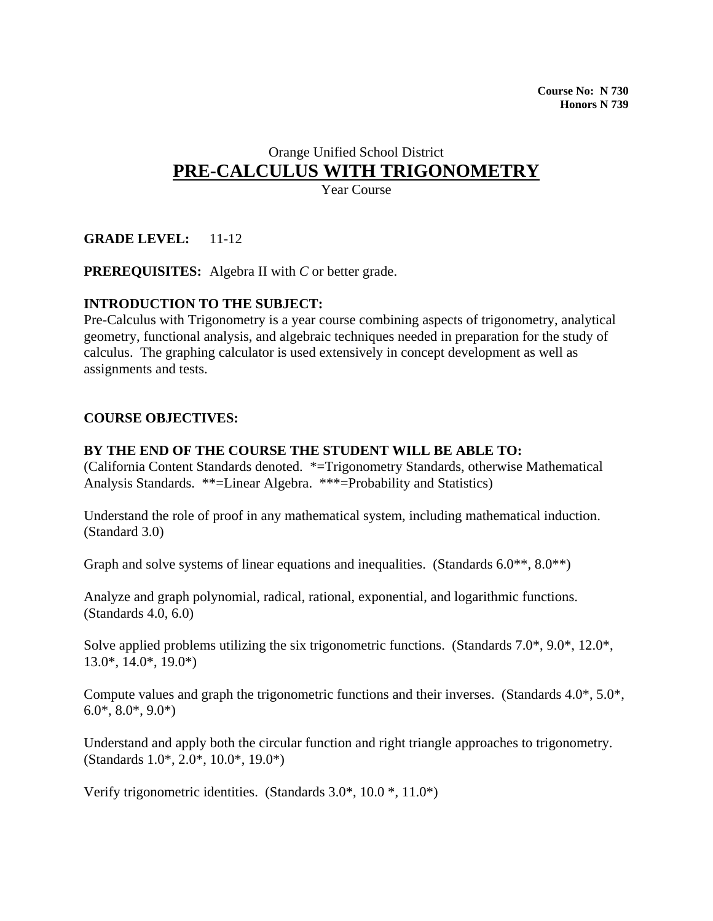**Course No: N 730**
**Honors N 739**

Orange Unified School District

# PRE-CALCULUS WITH TRIGONOMETRY

Year Course

**GRADE LEVEL:** 11-12

**PREREQUISITES:** Algebra II with *C* or better grade.

**INTRODUCTION TO THE SUBJECT:**
Pre-Calculus with Trigonometry is a year course combining aspects of trigonometry, analytical geometry, functional analysis, and algebraic techniques needed in preparation for the study of calculus. The graphing calculator is used extensively in concept development as well as assignments and tests.

**COURSE OBJECTIVES:**

**BY THE END OF THE COURSE THE STUDENT WILL BE ABLE TO:**
(California Content Standards denoted. *=Trigonometry Standards, otherwise Mathematical Analysis Standards. **=Linear Algebra. ***=Probability and Statistics)

Understand the role of proof in any mathematical system, including mathematical induction. (Standard 3.0)

Graph and solve systems of linear equations and inequalities. (Standards 6.0**, 8.0**)

Analyze and graph polynomial, radical, rational, exponential, and logarithmic functions. (Standards 4.0, 6.0)

Solve applied problems utilizing the six trigonometric functions. (Standards 7.0*, 9.0*, 12.0*, 13.0*, 14.0*, 19.0*)

Compute values and graph the trigonometric functions and their inverses. (Standards 4.0*, 5.0*, 6.0*, 8.0*, 9.0*)

Understand and apply both the circular function and right triangle approaches to trigonometry. (Standards 1.0*, 2.0*, 10.0*, 19.0*)

Verify trigonometric identities. (Standards 3.0*, 10.0 *, 11.0*)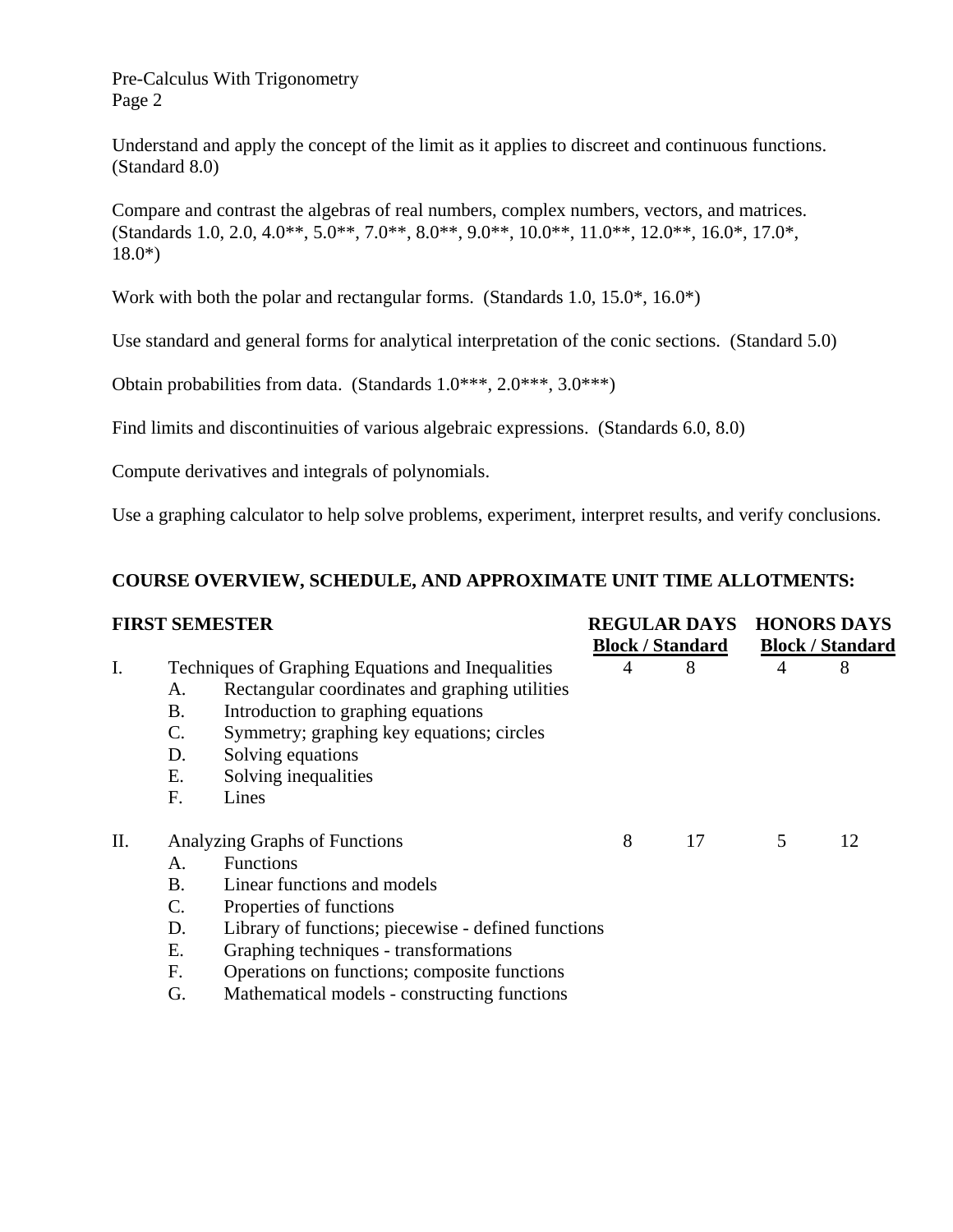Understand and apply the concept of the limit as it applies to discreet and continuous functions. (Standard 8.0)

Compare and contrast the algebras of real numbers, complex numbers, vectors, and matrices. (Standards 1.0, 2.0, 4.0**, 5.0**, 7.0**, 8.0**, 9.0**, 10.0**, 11.0**, 12.0**, 16.0*, 17.0*, 18.0*)

Work with both the polar and rectangular forms. (Standards 1.0, 15.0*, 16.0*)

Use standard and general forms for analytical interpretation of the conic sections. (Standard 5.0)

Obtain probabilities from data. (Standards 1.0***, 2.0***, 3.0***)

Find limits and discontinuities of various algebraic expressions. (Standards 6.0, 8.0)

Compute derivatives and integrals of polynomials.

Use a graphing calculator to help solve problems, experiment, interpret results, and verify conclusions.

## COURSE OVERVIEW, SCHEDULE, AND APPROXIMATE UNIT TIME ALLOTMENTS:

| FIRST SEMESTER | REGULAR DAYS | | HONORS DAYS | |
|---|---|---|---|---|
| | Block | Standard | Block | Standard |
| I. Techniques of Graphing Equations and Inequalities | 4 | 8 | 4 | 8 |
| A. Rectangular coordinates and graphing utilities | | | | |
| B. Introduction to graphing equations | | | | |
| C. Symmetry; graphing key equations; circles | | | | |
| D. Solving equations | | | | |
| E. Solving inequalities | | | | |
| F. Lines | | | | |
| II. Analyzing Graphs of Functions | 8 | 17 | 5 | 12 |
| A. Functions | | | | |
| B. Linear functions and models | | | | |
| C. Properties of functions | | | | |
| D. Library of functions; piecewise - defined functions | | | | |
| E. Graphing techniques - transformations | | | | |
| F. Operations on functions; composite functions | | | | |
| G. Mathematical models - constructing functions | | | | |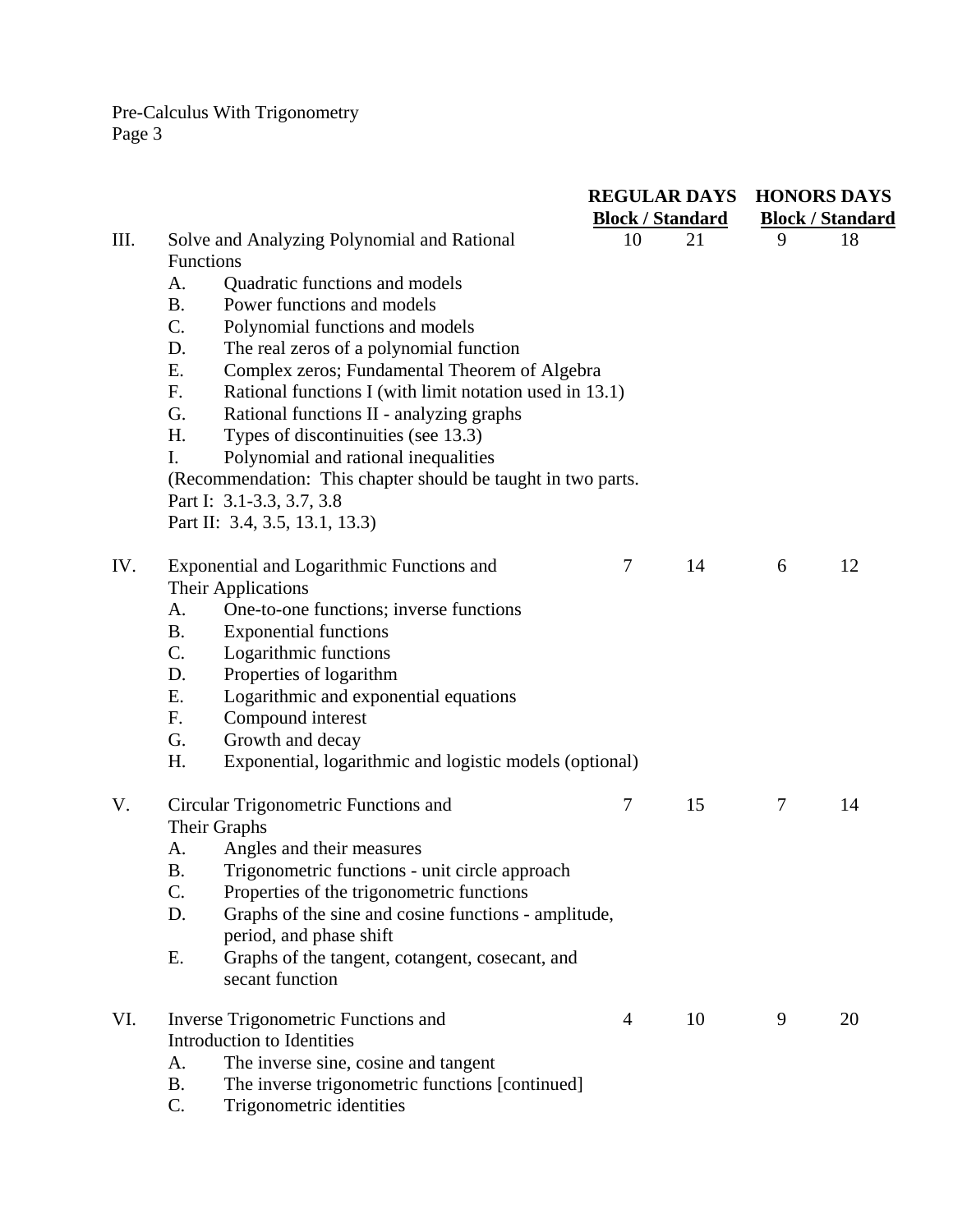| | | REGULAR DAYS | | HONORS DAYS | |
|---|---|---|---|---|---|
| | | **Block** | **Standard** | **Block** | **Standard** |
| III. | Solve and Analyzing Polynomial and Rational Functions | 10 | 21 | 9 | 18 |
| IV. | Exponential and Logarithmic Functions and Their Applications | 7 | 14 | 6 | 12 |
| V. | Circular Trigonometric Functions and Their Graphs | 7 | 15 | 7 | 14 |
| VI. | Inverse Trigonometric Functions and Introduction to Identities | 4 | 10 | 9 | 20 |

III. Solve and Analyzing Polynomial and Rational Functions

- A. Quadratic functions and models
- B. Power functions and models
- C. Polynomial functions and models
- D. The real zeros of a polynomial function
- E. Complex zeros; Fundamental Theorem of Algebra
- F. Rational functions I (with limit notation used in 13.1)
- G. Rational functions II - analyzing graphs
- H. Types of discontinuities (see 13.3)
- I. Polynomial and rational inequalities

(Recommendation: This chapter should be taught in two parts.
Part I: 3.1-3.3, 3.7, 3.8
Part II: 3.4, 3.5, 13.1, 13.3)

IV. Exponential and Logarithmic Functions and Their Applications

- A. One-to-one functions; inverse functions
- B. Exponential functions
- C. Logarithmic functions
- D. Properties of logarithm
- E. Logarithmic and exponential equations
- F. Compound interest
- G. Growth and decay
- H. Exponential, logarithmic and logistic models (optional)

V. Circular Trigonometric Functions and Their Graphs

- A. Angles and their measures
- B. Trigonometric functions - unit circle approach
- C. Properties of the trigonometric functions
- D. Graphs of the sine and cosine functions - amplitude, period, and phase shift
- E. Graphs of the tangent, cotangent, cosecant, and secant function

VI. Inverse Trigonometric Functions and Introduction to Identities

- A. The inverse sine, cosine and tangent
- B. The inverse trigonometric functions [continued]
- C. Trigonometric identities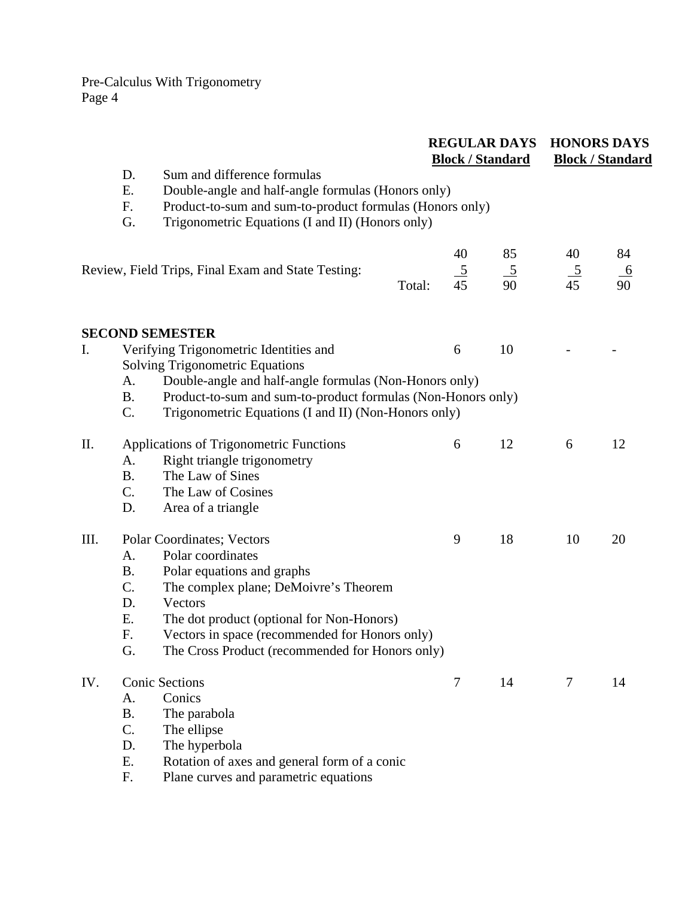| | REGULAR DAYS | | HONORS DAYS | |
|---|---|---|---|---|
| | **Block / Standard** | | **Block / Standard** | |
| D. Sum and difference formulas | | | | |
| E. Double-angle and half-angle formulas (Honors only) | | | | |
| F. Product-to-sum and sum-to-product formulas (Honors only) | | | | |
| G. Trigonometric Equations (I and II) (Honors only) | | | | |
| | 40 | 85 | 40 | 84 |
| Review, Field Trips, Final Exam and State Testing: | 5 | 5 | 5 | 6 |
| Total: | 45 | 90 | 45 | 90 |

**SECOND SEMESTER**

| | REGULAR Block | REGULAR Standard | HONORS Block | HONORS Standard |
|---|---|---|---|---|
| I. Verifying Trigonometric Identities and Solving Trigonometric Equations | 6 | 10 | - | - |
| A. Double-angle and half-angle formulas (Non-Honors only) | | | | |
| B. Product-to-sum and sum-to-product formulas (Non-Honors only) | | | | |
| C. Trigonometric Equations (I and II) (Non-Honors only) | | | | |
| II. Applications of Trigonometric Functions | 6 | 12 | 6 | 12 |
| A. Right triangle trigonometry | | | | |
| B. The Law of Sines | | | | |
| C. The Law of Cosines | | | | |
| D. Area of a triangle | | | | |
| III. Polar Coordinates; Vectors | 9 | 18 | 10 | 20 |
| A. Polar coordinates | | | | |
| B. Polar equations and graphs | | | | |
| C. The complex plane; DeMoivre's Theorem | | | | |
| D. Vectors | | | | |
| E. The dot product (optional for Non-Honors) | | | | |
| F. Vectors in space (recommended for Honors only) | | | | |
| G. The Cross Product (recommended for Honors only) | | | | |
| IV. Conic Sections | 7 | 14 | 7 | 14 |
| A. Conics | | | | |
| B. The parabola | | | | |
| C. The ellipse | | | | |
| D. The hyperbola | | | | |
| E. Rotation of axes and general form of a conic | | | | |
| F. Plane curves and parametric equations | | | | |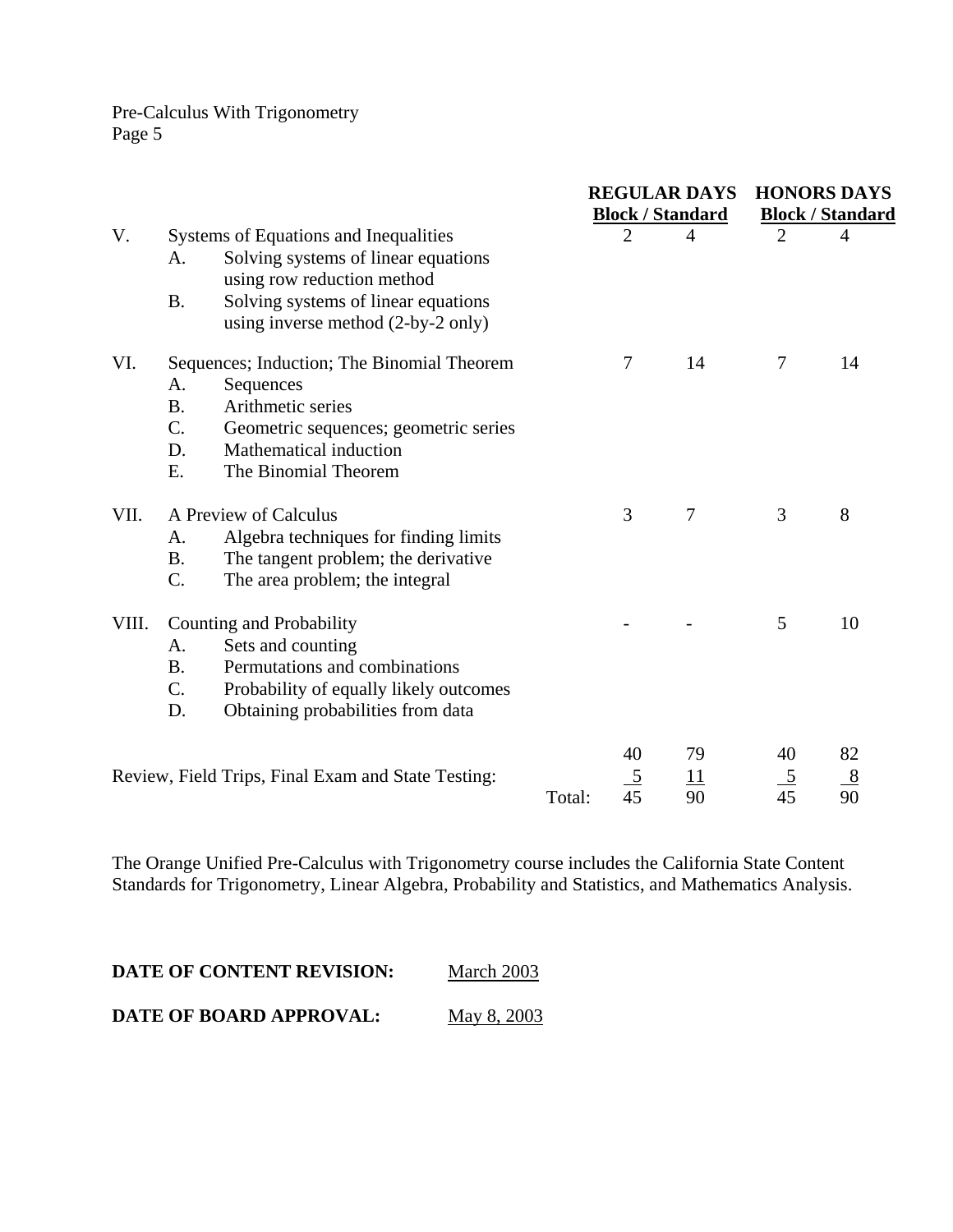| | | | REGULAR DAYS | | HONORS DAYS | |
|---|---|---|---|---|---|---|
| | | | **Block** | **Standard** | **Block** | **Standard** |
| V. | Systems of Equations and Inequalities | | 2 | 4 | 2 | 4 |
| | A. | Solving systems of linear equations using row reduction method | | | | |
| | B. | Solving systems of linear equations using inverse method (2-by-2 only) | | | | |
| VI. | Sequences; Induction; The Binomial Theorem | | 7 | 14 | 7 | 14 |
| | A. | Sequences | | | | |
| | B. | Arithmetic series | | | | |
| | C. | Geometric sequences; geometric series | | | | |
| | D. | Mathematical induction | | | | |
| | E. | The Binomial Theorem | | | | |
| VII. | A Preview of Calculus | | 3 | 7 | 3 | 8 |
| | A. | Algebra techniques for finding limits | | | | |
| | B. | The tangent problem; the derivative | | | | |
| | C. | The area problem; the integral | | | | |
| VIII. | Counting and Probability | | - | - | 5 | 10 |
| | A. | Sets and counting | | | | |
| | B. | Permutations and combinations | | | | |
| | C. | Probability of equally likely outcomes | | | | |
| | D. | Obtaining probabilities from data | | | | |
| | | | 40 | 79 | 40 | 82 |
| Review, Field Trips, Final Exam and State Testing: | | | 5 | 11 | 5 | 8 |
| | | Total: | 45 | 90 | 45 | 90 |

The Orange Unified Pre-Calculus with Trigonometry course includes the California State Content Standards for Trigonometry, Linear Algebra, Probability and Statistics, and Mathematics Analysis.

**DATE OF CONTENT REVISION:** March 2003

**DATE OF BOARD APPROVAL:** May 8, 2003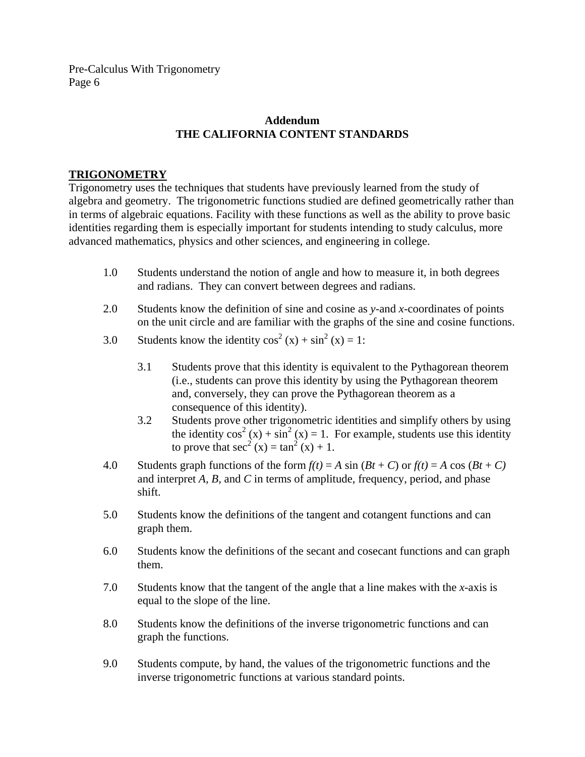## Addendum
## THE CALIFORNIA CONTENT STANDARDS

### TRIGONOMETRY

Trigonometry uses the techniques that students have previously learned from the study of algebra and geometry. The trigonometric functions studied are defined geometrically rather than in terms of algebraic equations. Facility with these functions as well as the ability to prove basic identities regarding them is especially important for students intending to study calculus, more advanced mathematics, physics and other sciences, and engineering in college.

1.0 Students understand the notion of angle and how to measure it, in both degrees and radians. They can convert between degrees and radians.

2.0 Students know the definition of sine and cosine as *y*-and *x*-coordinates of points on the unit circle and are familiar with the graphs of the sine and cosine functions.

3.0 Students know the identity $\cos^2(x) + \sin^2(x) = 1$:

- 3.1 Students prove that this identity is equivalent to the Pythagorean theorem (i.e., students can prove this identity by using the Pythagorean theorem and, conversely, they can prove the Pythagorean theorem as a consequence of this identity).
- 3.2 Students prove other trigonometric identities and simplify others by using the identity $\cos^2(x) + \sin^2(x) = 1$. For example, students use this identity to prove that $\sec^2(x) = \tan^2(x) + 1$.

4.0 Students graph functions of the form $f(t) = A \sin(Bt + C)$ or $f(t) = A \cos(Bt + C)$ and interpret $A$, $B$, and $C$ in terms of amplitude, frequency, period, and phase shift.

5.0 Students know the definitions of the tangent and cotangent functions and can graph them.

6.0 Students know the definitions of the secant and cosecant functions and can graph them.

7.0 Students know that the tangent of the angle that a line makes with the *x*-axis is equal to the slope of the line.

8.0 Students know the definitions of the inverse trigonometric functions and can graph the functions.

9.0 Students compute, by hand, the values of the trigonometric functions and the inverse trigonometric functions at various standard points.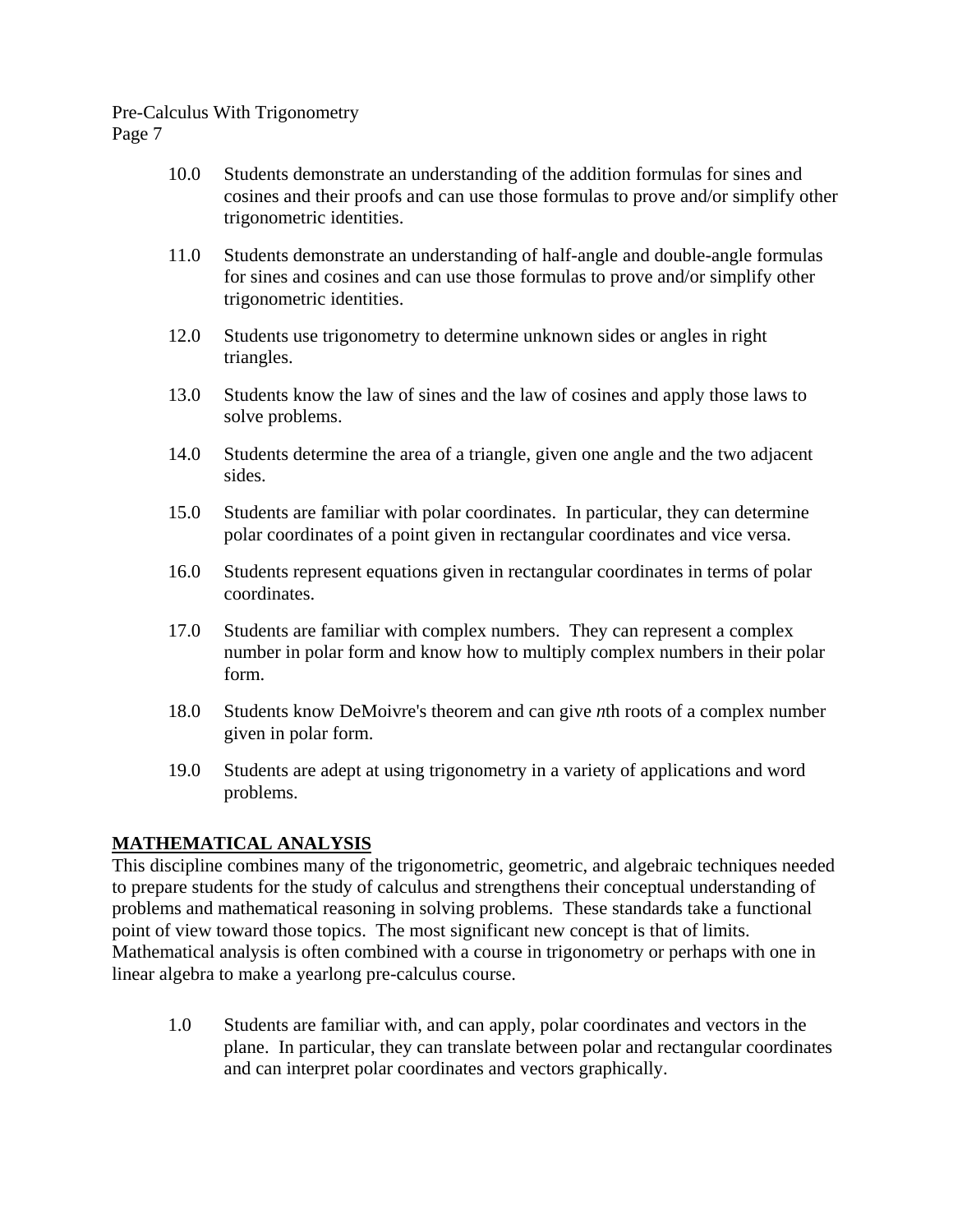10.0 Students demonstrate an understanding of the addition formulas for sines and cosines and their proofs and can use those formulas to prove and/or simplify other trigonometric identities.

11.0 Students demonstrate an understanding of half-angle and double-angle formulas for sines and cosines and can use those formulas to prove and/or simplify other trigonometric identities.

12.0 Students use trigonometry to determine unknown sides or angles in right triangles.

13.0 Students know the law of sines and the law of cosines and apply those laws to solve problems.

14.0 Students determine the area of a triangle, given one angle and the two adjacent sides.

15.0 Students are familiar with polar coordinates. In particular, they can determine polar coordinates of a point given in rectangular coordinates and vice versa.

16.0 Students represent equations given in rectangular coordinates in terms of polar coordinates.

17.0 Students are familiar with complex numbers. They can represent a complex number in polar form and know how to multiply complex numbers in their polar form.

18.0 Students know DeMoivre's theorem and can give *n*th roots of a complex number given in polar form.

19.0 Students are adept at using trigonometry in a variety of applications and word problems.

## MATHEMATICAL ANALYSIS

This discipline combines many of the trigonometric, geometric, and algebraic techniques needed to prepare students for the study of calculus and strengthens their conceptual understanding of problems and mathematical reasoning in solving problems. These standards take a functional point of view toward those topics. The most significant new concept is that of limits. Mathematical analysis is often combined with a course in trigonometry or perhaps with one in linear algebra to make a yearlong pre-calculus course.

1.0 Students are familiar with, and can apply, polar coordinates and vectors in the plane. In particular, they can translate between polar and rectangular coordinates and can interpret polar coordinates and vectors graphically.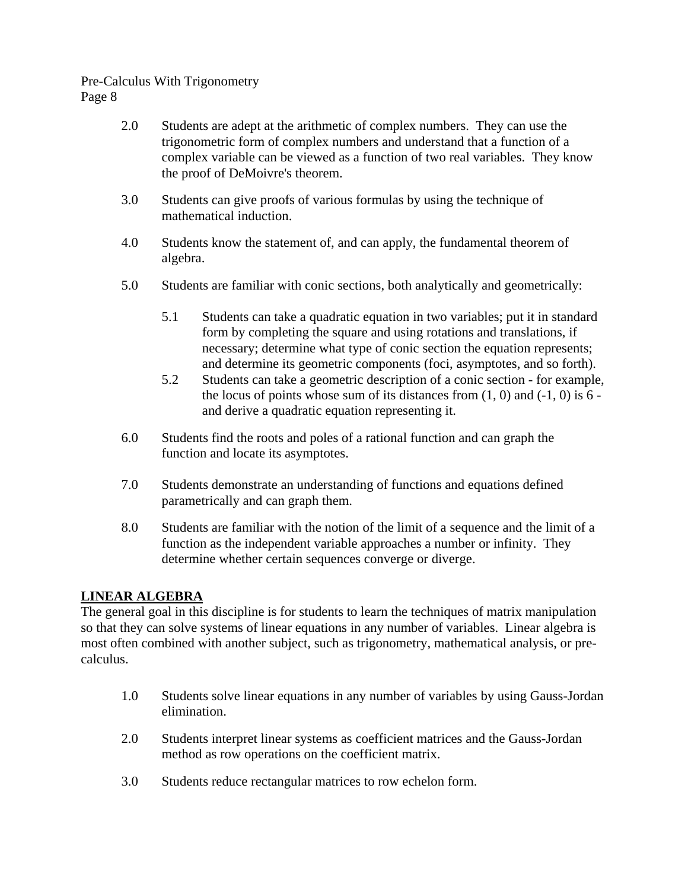2.0 Students are adept at the arithmetic of complex numbers. They can use the trigonometric form of complex numbers and understand that a function of a complex variable can be viewed as a function of two real variables. They know the proof of DeMoivre's theorem.

3.0 Students can give proofs of various formulas by using the technique of mathematical induction.

4.0 Students know the statement of, and can apply, the fundamental theorem of algebra.

5.0 Students are familiar with conic sections, both analytically and geometrically:

   5.1 Students can take a quadratic equation in two variables; put it in standard form by completing the square and using rotations and translations, if necessary; determine what type of conic section the equation represents; and determine its geometric components (foci, asymptotes, and so forth).

   5.2 Students can take a geometric description of a conic section - for example, the locus of points whose sum of its distances from $(1, 0)$ and $(-1, 0)$ is 6 - and derive a quadratic equation representing it.

6.0 Students find the roots and poles of a rational function and can graph the function and locate its asymptotes.

7.0 Students demonstrate an understanding of functions and equations defined parametrically and can graph them.

8.0 Students are familiar with the notion of the limit of a sequence and the limit of a function as the independent variable approaches a number or infinity. They determine whether certain sequences converge or diverge.

## LINEAR ALGEBRA

The general goal in this discipline is for students to learn the techniques of matrix manipulation so that they can solve systems of linear equations in any number of variables. Linear algebra is most often combined with another subject, such as trigonometry, mathematical analysis, or pre-calculus.

1.0 Students solve linear equations in any number of variables by using Gauss-Jordan elimination.

2.0 Students interpret linear systems as coefficient matrices and the Gauss-Jordan method as row operations on the coefficient matrix.

3.0 Students reduce rectangular matrices to row echelon form.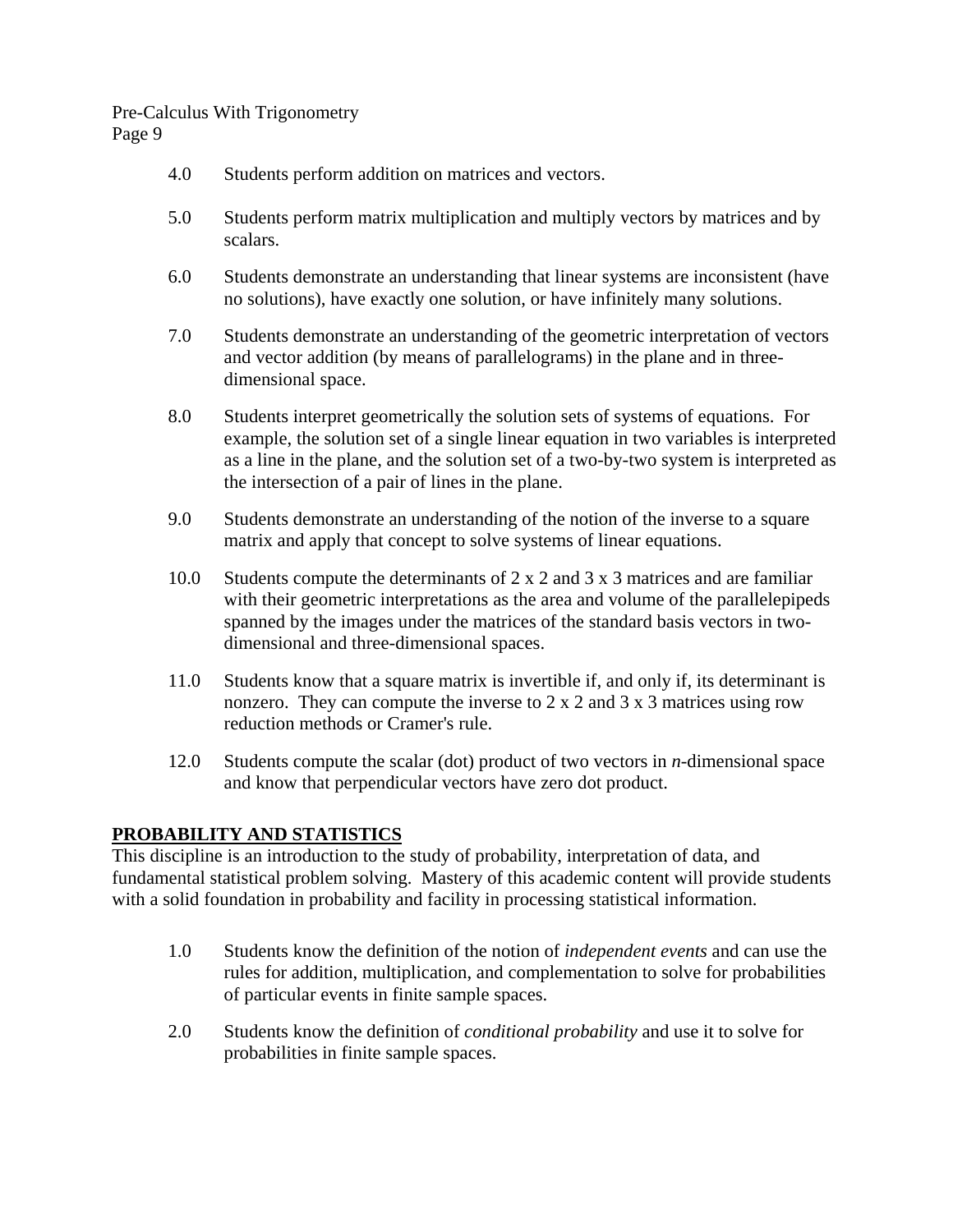4.0 Students perform addition on matrices and vectors.

5.0 Students perform matrix multiplication and multiply vectors by matrices and by scalars.

6.0 Students demonstrate an understanding that linear systems are inconsistent (have no solutions), have exactly one solution, or have infinitely many solutions.

7.0 Students demonstrate an understanding of the geometric interpretation of vectors and vector addition (by means of parallelograms) in the plane and in three-dimensional space.

8.0 Students interpret geometrically the solution sets of systems of equations. For example, the solution set of a single linear equation in two variables is interpreted as a line in the plane, and the solution set of a two-by-two system is interpreted as the intersection of a pair of lines in the plane.

9.0 Students demonstrate an understanding of the notion of the inverse to a square matrix and apply that concept to solve systems of linear equations.

10.0 Students compute the determinants of 2 x 2 and 3 x 3 matrices and are familiar with their geometric interpretations as the area and volume of the parallelepipeds spanned by the images under the matrices of the standard basis vectors in two-dimensional and three-dimensional spaces.

11.0 Students know that a square matrix is invertible if, and only if, its determinant is nonzero. They can compute the inverse to 2 x 2 and 3 x 3 matrices using row reduction methods or Cramer's rule.

12.0 Students compute the scalar (dot) product of two vectors in *n*-dimensional space and know that perpendicular vectors have zero dot product.

## PROBABILITY AND STATISTICS

This discipline is an introduction to the study of probability, interpretation of data, and fundamental statistical problem solving. Mastery of this academic content will provide students with a solid foundation in probability and facility in processing statistical information.

1.0 Students know the definition of the notion of *independent events* and can use the rules for addition, multiplication, and complementation to solve for probabilities of particular events in finite sample spaces.

2.0 Students know the definition of *conditional probability* and use it to solve for probabilities in finite sample spaces.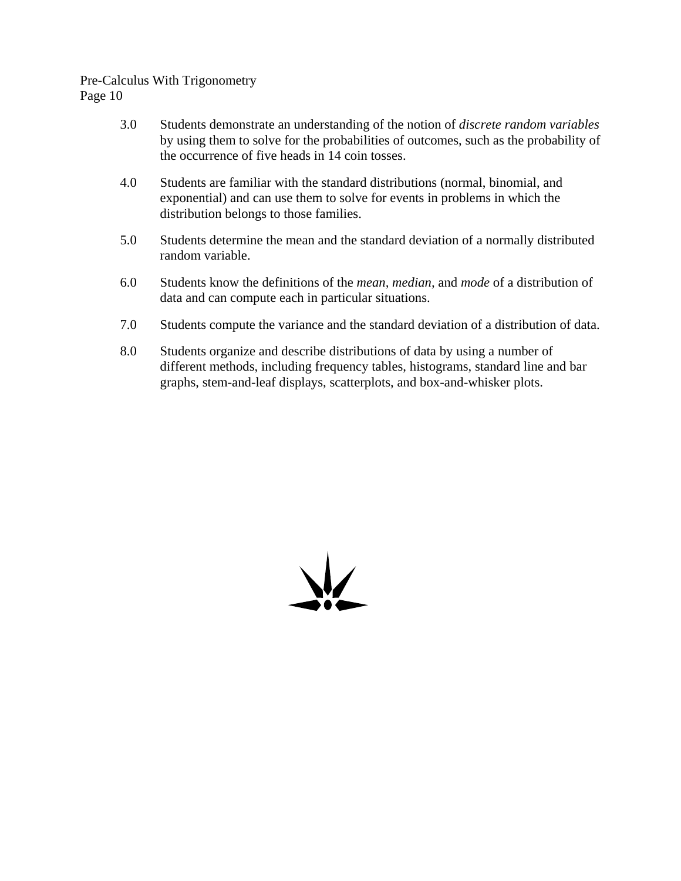3.0 Students demonstrate an understanding of the notion of *discrete random variables* by using them to solve for the probabilities of outcomes, such as the probability of the occurrence of five heads in 14 coin tosses.

4.0 Students are familiar with the standard distributions (normal, binomial, and exponential) and can use them to solve for events in problems in which the distribution belongs to those families.

5.0 Students determine the mean and the standard deviation of a normally distributed random variable.

6.0 Students know the definitions of the *mean*, *median*, and *mode* of a distribution of data and can compute each in particular situations.

7.0 Students compute the variance and the standard deviation of a distribution of data.

8.0 Students organize and describe distributions of data by using a number of different methods, including frequency tables, histograms, standard line and bar graphs, stem-and-leaf displays, scatterplots, and box-and-whisker plots.